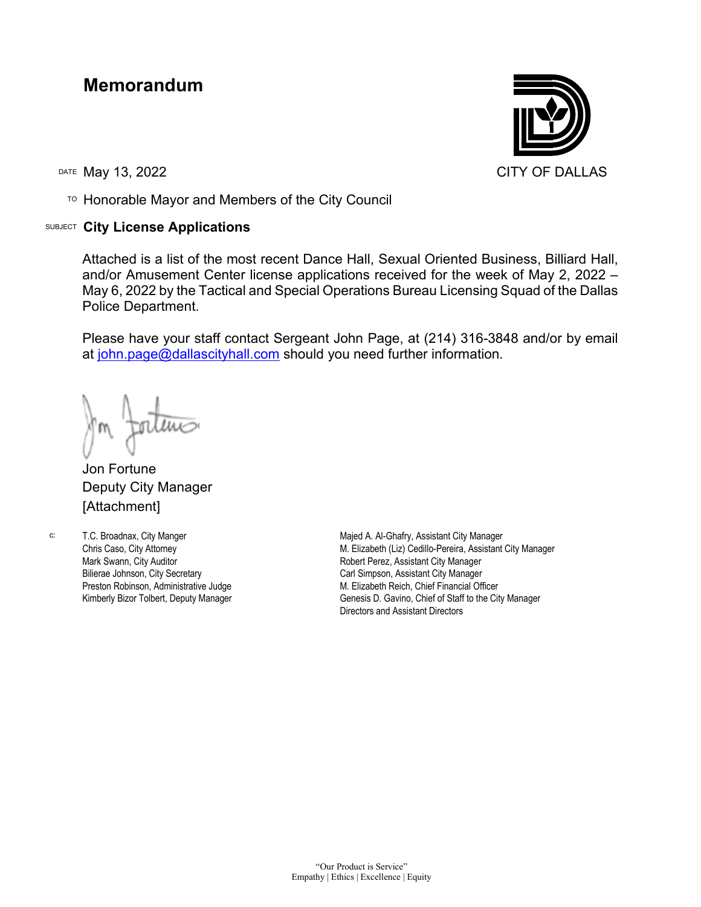# Memorandum

CITY OF DALLAS

DATE May 13, 2022

TO Honorable Mayor and Members of the City Council

SUBJECT **City License Applications**

Attached is a list of the most recent Dance Hall, Sexual Oriented Business, Billiard Hall, and/or Amusement Center license applications received for the week of May 2, 2022 – May 6, 2022 by the Tactical and Special Operations Bureau Licensing Squad of the Dallas Police Department.

Please have your staff contact Sergeant John Page, at (214) 316-3848 and/or by email at john.page@dallascityhall.com should you need further information.

Jon Fortune
Deputy City Manager
[Attachment]

c:
T.C. Broadnax, City Manger
Chris Caso, City Attorney
Mark Swann, City Auditor
Bilierae Johnson, City Secretary
Preston Robinson, Administrative Judge
Kimberly Bizor Tolbert, Deputy Manager
Majed A. Al-Ghafry, Assistant City Manager
M. Elizabeth (Liz) Cedillo-Pereira, Assistant City Manager
Robert Perez, Assistant City Manager
Carl Simpson, Assistant City Manager
M. Elizabeth Reich, Chief Financial Officer
Genesis D. Gavino, Chief of Staff to the City Manager
Directors and Assistant Directors

"Our Product is Service"
Empathy | Ethics | Excellence | Equity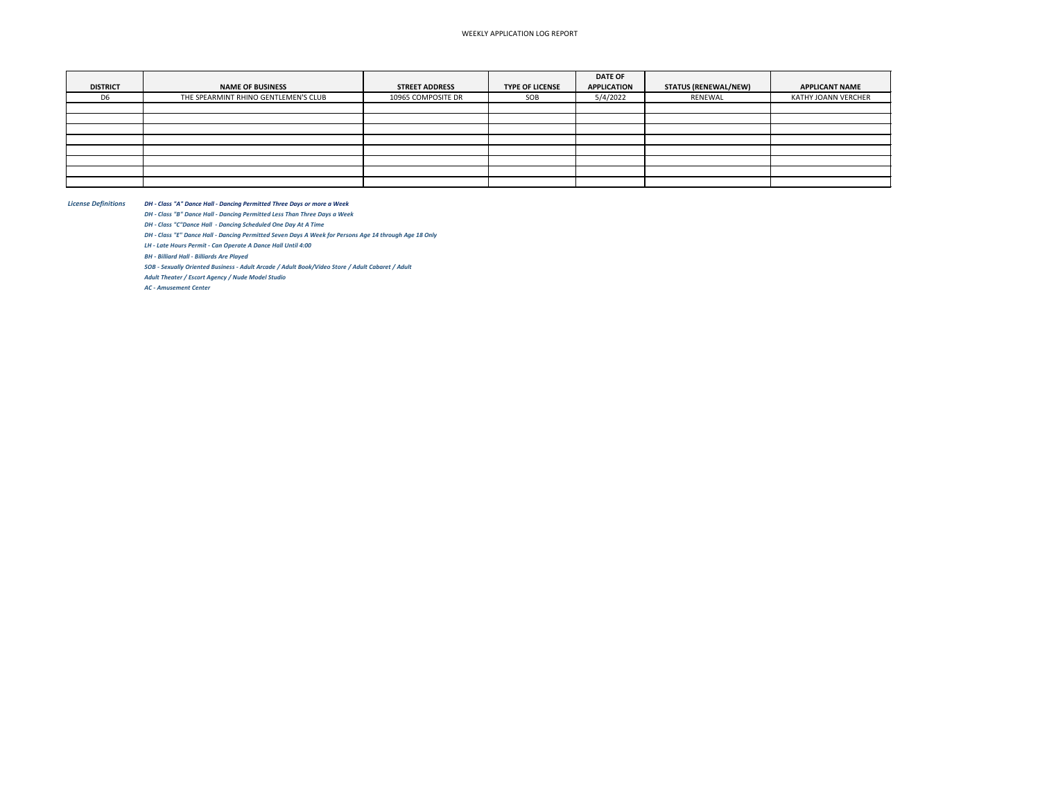WEEKLY APPLICATION LOG REPORT

| DISTRICT | NAME OF BUSINESS | STREET ADDRESS | TYPE OF LICENSE | DATE OF APPLICATION | STATUS (RENEWAL/NEW) | APPLICANT NAME |
|---|---|---|---|---|---|---|
| D6 | THE SPEARMINT RHINO GENTLEMEN'S CLUB | 10965 COMPOSITE DR | SOB | 5/4/2022 | RENEWAL | KATHY JOANN VERCHER |
| | | | | | | |
| | | | | | | |
| | | | | | | |
| | | | | | | |
| | | | | | | |
| | | | | | | |
| | | | | | | |
| | | | | | | |

*License Definitions*

***DH - Class "A" Dance Hall - Dancing Permitted Three Days or more a Week***

***DH - Class "B" Dance Hall - Dancing Permitted Less Than Three Days a Week***

***DH - Class "C"Dance Hall - Dancing Scheduled One Day At A Time***

***DH - Class "E" Dance Hall - Dancing Permitted Seven Days A Week for Persons Age 14 through Age 18 Only***

***LH - Late Hours Permit - Can Operate A Dance Hall Until 4:00***

***BH - Billiard Hall - Billiards Are Played***

***SOB - Sexually Oriented Business - Adult Arcade / Adult Book/Video Store / Adult Cabaret / Adult Adult Theater / Escort Agency / Nude Model Studio***

***AC - Amusement Center***